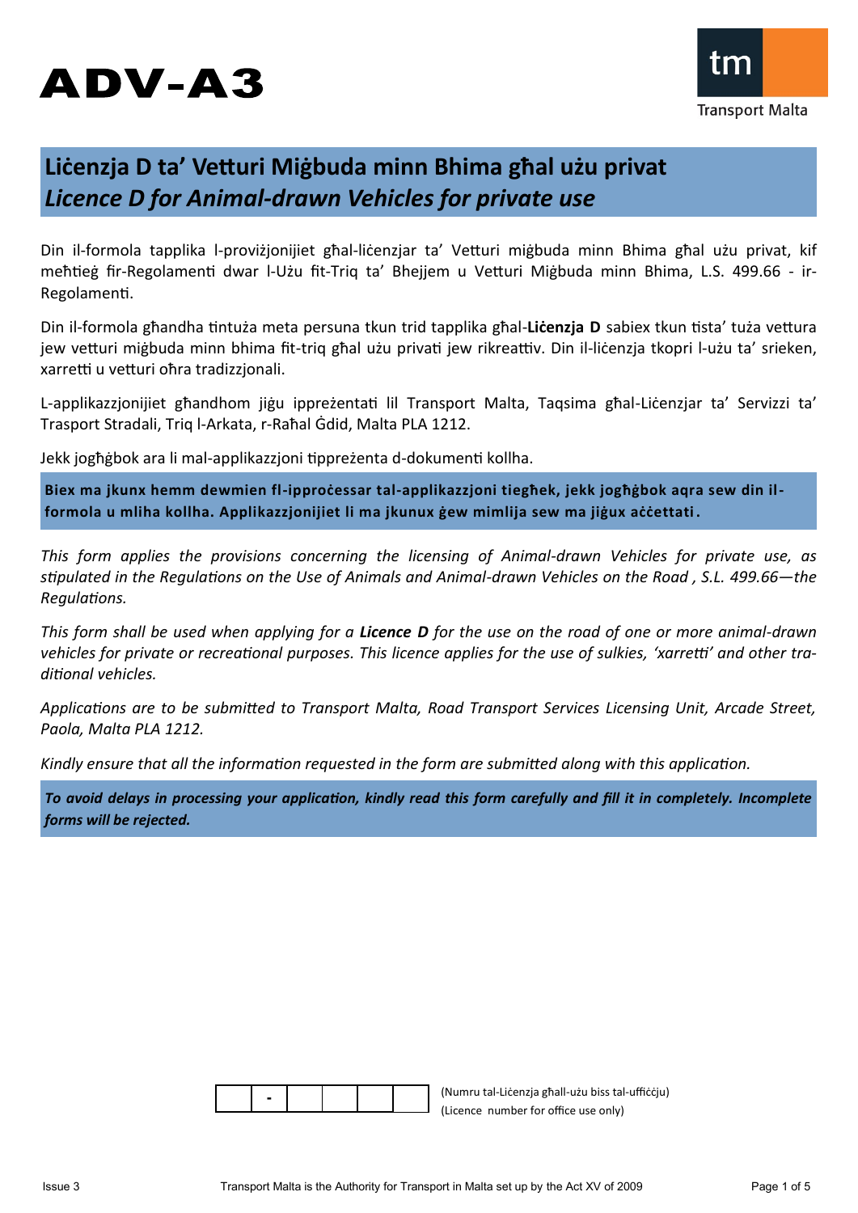# ADV-A3

Transport Malta

## Liċenzja D ta' Vetturi Miġbuda minn Bhima għal użu privat
## *Licence D for Animal-drawn Vehicles for private use*

Din il-formola tapplika l-proviżjonijiet għal-liċenzjar ta' Vetturi miġbuda minn Bhima għal użu privat, kif meħtieġ fir-Regolamenti dwar l-Użu fit-Triq ta' Bhejjem u Vetturi Miġbuda minn Bhima, L.S. 499.66 - ir-Regolamenti.

Din il-formola għandha tintuża meta persuna tkun trid tapplika għal-**Liċenzja D** sabiex tkun tista' tuża vettura jew vetturi miġbuda minn bhima fit-triq għal użu privati jew rikreattiv. Din il-liċenzja tkopri l-użu ta' srieken, xarretti u vetturi oħra tradizzjonali.

L-applikazzjonijiet għandhom jiġu ippreżentati lil Transport Malta, Taqsima għal-Liċenzjar ta' Servizzi ta' Trasport Stradali, Triq l-Arkata, r-Raħal Ġdid, Malta PLA 1212.

Jekk jogħġbok ara li mal-applikazzjoni tippreżenta d-dokumenti kollha.

**Biex ma jkunx hemm dewmien fl-ipproċessar tal-applikazzjoni tiegħek, jekk jogħġbok aqra sew din il-formola u mliha kollha. Applikazzjonijiet li ma jkunux ġew mimlija sew ma jiġux aċċettati.**

*This form applies the provisions concerning the licensing of Animal-drawn Vehicles for private use, as stipulated in the Regulations on the Use of Animals and Animal-drawn Vehicles on the Road , S.L. 499.66—the Regulations.*

*This form shall be used when applying for a **Licence D** for the use on the road of one or more animal-drawn vehicles for private or recreational purposes. This licence applies for the use of sulkies, 'xarretti' and other traditional vehicles.*

*Applications are to be submitted to Transport Malta, Road Transport Services Licensing Unit, Arcade Street, Paola, Malta PLA 1212.*

*Kindly ensure that all the information requested in the form are submitted along with this application.*

***To avoid delays in processing your application, kindly read this form carefully and fill it in completely. Incomplete forms will be rejected.***

| | - | | | | |
|---|---|---|---|---|---|

(Numru tal-Liċenzja għall-użu biss tal-uffiċċju)
(Licence number for office use only)

Issue 3

Transport Malta is the Authority for Transport in Malta set up by the Act XV of 2009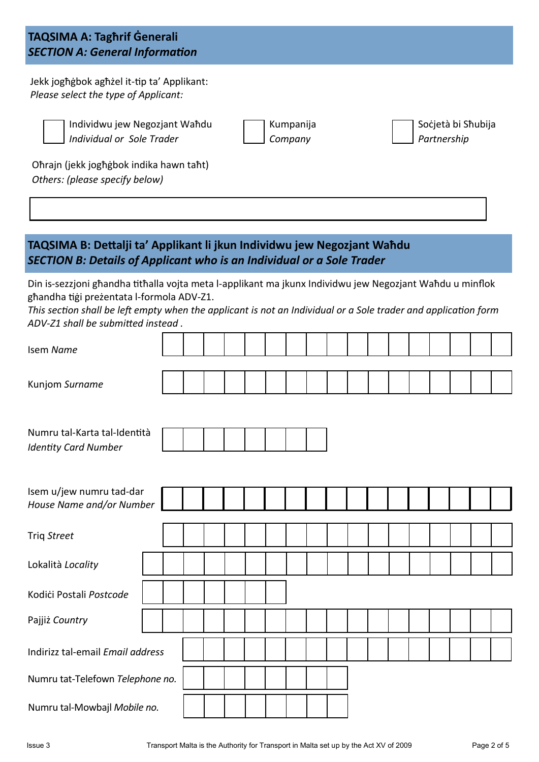## TAQSIMA A: Tagħrif Ġenerali
## *SECTION A: General Information*

Jekk jogħġbok agħżel it-tip ta' Applikant:
*Please select the type of Applicant:*

- [ ] Individwu jew Negozjant Waħdu *Individual or Sole Trader*
- [ ] Kumpanija *Company*
- [ ] Soċjetà bi Sħubija *Partnership*

Oħrajn (jekk jogħġbok indika hawn taħt)
*Others: (please specify below)*

| |
|---|
| |

## TAQSIMA B: Dettalji ta' Applikant li jkun Individwu jew Negozjant Waħdu
## *SECTION B: Details of Applicant who is an Individual or a Sole Trader*

Din is-sezzjoni għandha titħalla vojta meta l-applikant ma jkunx Individwu jew Negozjant Waħdu u minflok għandha tiġi preżentata l-formola ADV-Z1.
*This section shall be left empty when the applicant is not an Individual or a Sole trader and application form ADV-Z1 shall be submitted instead .*

| | |
|---|---|
| Isem *Name* | |
| Kunjom *Surname* | |
| Numru tal-Karta tal-Identità *Identity Card Number* | |
| Isem u/jew numru tad-dar *House Name and/or Number* | |
| Triq *Street* | |
| Lokalità *Locality* | |
| Kodiċi Postali *Postcode* | |
| Pajjiż *Country* | |
| Indirizz tal-email *Email address* | |
| Numru tat-Telefown *Telephone no.* | |
| Numru tal-Mowbajl *Mobile no.* | |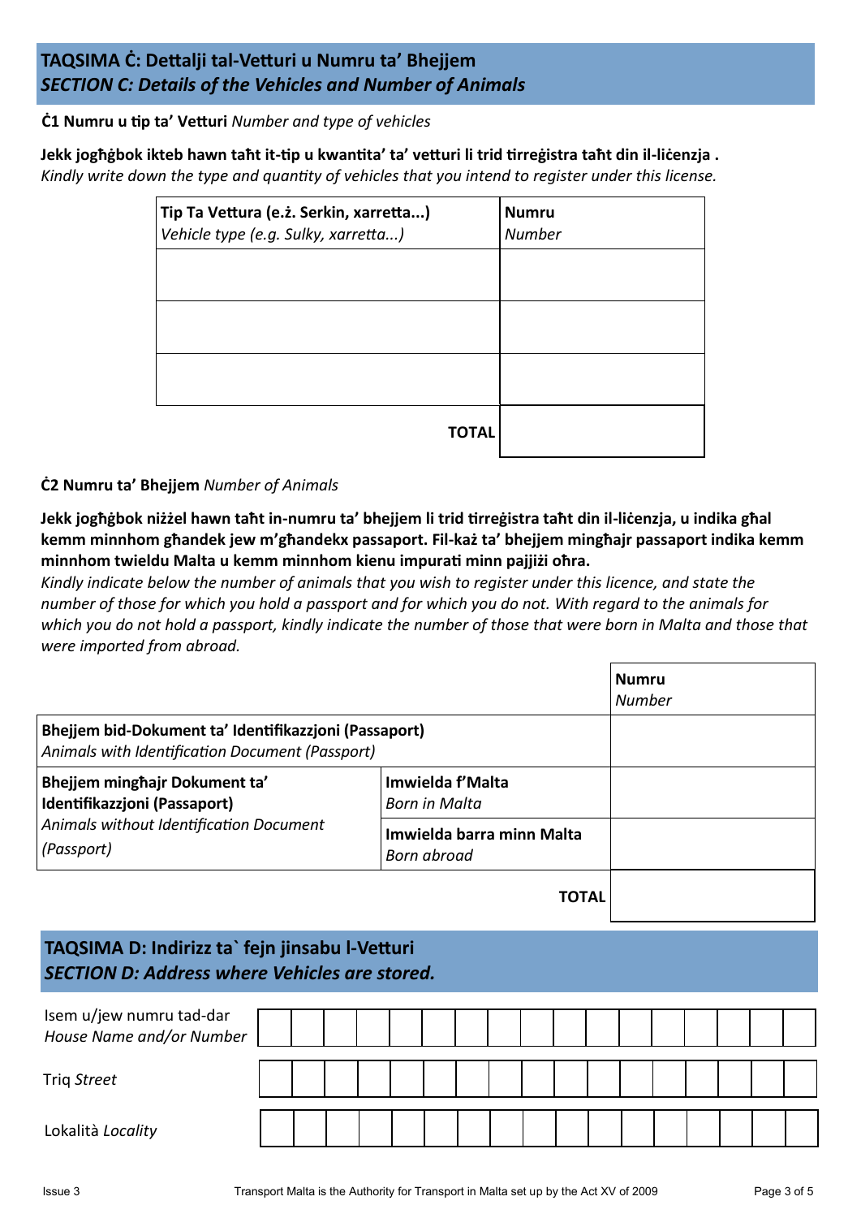## TAQSIMA Ċ: Dettalji tal-Vetturi u Numru ta' Bhejjem
## *SECTION C: Details of the Vehicles and Number of Animals*

**Ċ1 Numru u tip ta' Vetturi** *Number and type of vehicles*

**Jekk jogħġbok ikteb hawn taħt it-tip u kwantita' ta' vetturi li trid tirreġistra taħt din il-liċenzja .**
*Kindly write down the type and quantity of vehicles that you intend to register under this license.*

| **Tip Ta Vettura (e.ż. Serkin, xarretta...)** *Vehicle type (e.g. Sulky, xarretta...)* | **Numru** *Number* |
|---|---|
| | |
| | |
| | |
| **TOTAL** | |

**Ċ2 Numru ta' Bhejjem** *Number of Animals*

**Jekk jogħġbok niżżel hawn taħt in-numru ta' bhejjem li trid tirreġistra taħt din il-liċenzja, u indika għal kemm minnhom għandek jew m'għandekx passaport. Fil-każ ta' bhejjem mingħajr passaport indika kemm minnhom twieldu Malta u kemm minnhom kienu impurati minn pajjiżi oħra.**
*Kindly indicate below the number of animals that you wish to register under this licence, and state the number of those for which you hold a passport and for which you do not. With regard to the animals for which you do not hold a passport, kindly indicate the number of those that were born in Malta and those that were imported from abroad.*

| | | **Numru** *Number* |
|---|---|---|
| **Bhejjem bid-Dokument ta' Identifikazzjoni (Passaport)** *Animals with Identification Document (Passport)* | | |
| **Bhejjem mingħajr Dokument ta' Identifikazzjoni (Passaport)** *Animals without Identification Document (Passport)* | **Imwielda f'Malta** *Born in Malta* | |
| | **Imwielda barra minn Malta** *Born abroad* | |
| | **TOTAL** | |

## TAQSIMA D: Indirizz ta` fejn jinsabu l-Vetturi
## *SECTION D: Address where Vehicles are stored.*

Isem u/jew numru tad-dar *House Name and/or Number*

Triq *Street*

Lokalità *Locality*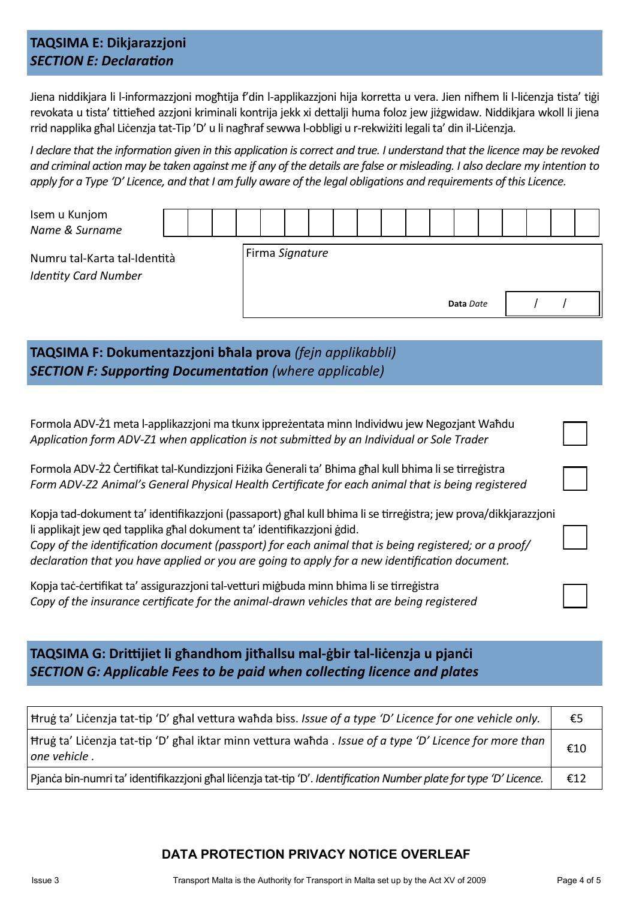## TAQSIMA E: Dikjarazzjoni
## *SECTION E: Declaration*

Jiena niddikjara li l-informazzjoni mogħtija f'din l-applikazzjoni hija korretta u vera. Jien nifhem li l-liċenzja tista' tiġi revokata u tista' tittieħed azzjoni kriminali kontrija jekk xi dettalji huma foloz jew jiżgwidaw. Niddikjara wkoll li jiena rrid napplika għal Liċenzja tat-Tip 'D' u li nagħraf sewwa l-obbligi u r-rekwiżiti legali ta' din il-Liċenzja.

*I declare that the information given in this application is correct and true. I understand that the licence may be revoked and criminal action may be taken against me if any of the details are false or misleading. I also declare my intention to apply for a Type 'D' Licence, and that I am fully aware of the legal obligations and requirements of this Licence.*

Isem u Kunjom *Name & Surname*

Numru tal-Karta tal-Identità *Identity Card Number*

Firma *Signature*

**Data** *Date* / /

## TAQSIMA F: Dokumentazzjoni bħala prova *(fejn applikabbli)*
## *SECTION F: Supporting Documentation (where applicable)*

- ☐ Formola ADV-Ż1 meta l-applikazzjoni ma tkunx ippreżentata minn Individwu jew Negozjant Waħdu
  *Application form ADV-Z1 when application is not submitted by an Individual or Sole Trader*
- ☐ Formola ADV-Ż2 Ċertifikat tal-Kundizzjoni Fiżika Ġenerali ta' Bhima għal kull bhima li se tirreġistra
  *Form ADV-Z2 Animal's General Physical Health Certificate for each animal that is being registered*
- ☐ Kopja tad-dokument ta' identifikazzjoni (passaport) għal kull bhima li se tirreġistra; jew prova/dikkjarazzjoni li applikajt jew qed tapplika għal dokument ta' identifikazzjoni ġdid.
  *Copy of the identification document (passport) for each animal that is being registered; or a proof/ declaration that you have applied or you are going to apply for a new identification document.*
- ☐ Kopja taċ-ċertifikat ta' assigurazzjoni tal-vetturi miġbuda minn bhima li se tirreġistra
  *Copy of the insurance certificate for the animal-drawn vehicles that are being registered*

## TAQSIMA G: Drittijiet li għandhom jitħallsu mal-ġbir tal-liċenzja u pjanċi
## *SECTION G: Applicable Fees to be paid when collecting licence and plates*

| | |
|---|---|
| Ħruġ ta' Liċenzja tat-tip 'D' għal vettura waħda biss. *Issue of a type 'D' Licence for one vehicle only.* | €5 |
| Ħruġ ta' Liċenzja tat-tip 'D' għal iktar minn vettura waħda . *Issue of a type 'D' Licence for more than one vehicle .* | €10 |
| Pjanċa bin-numri ta' identifikazzjoni għal liċenzja tat-tip 'D'. *Identification Number plate for type 'D' Licence.* | €12 |

**DATA PROTECTION PRIVACY NOTICE OVERLEAF**

Issue 3 — Transport Malta is the Authority for Transport in Malta set up by the Act XV of 2009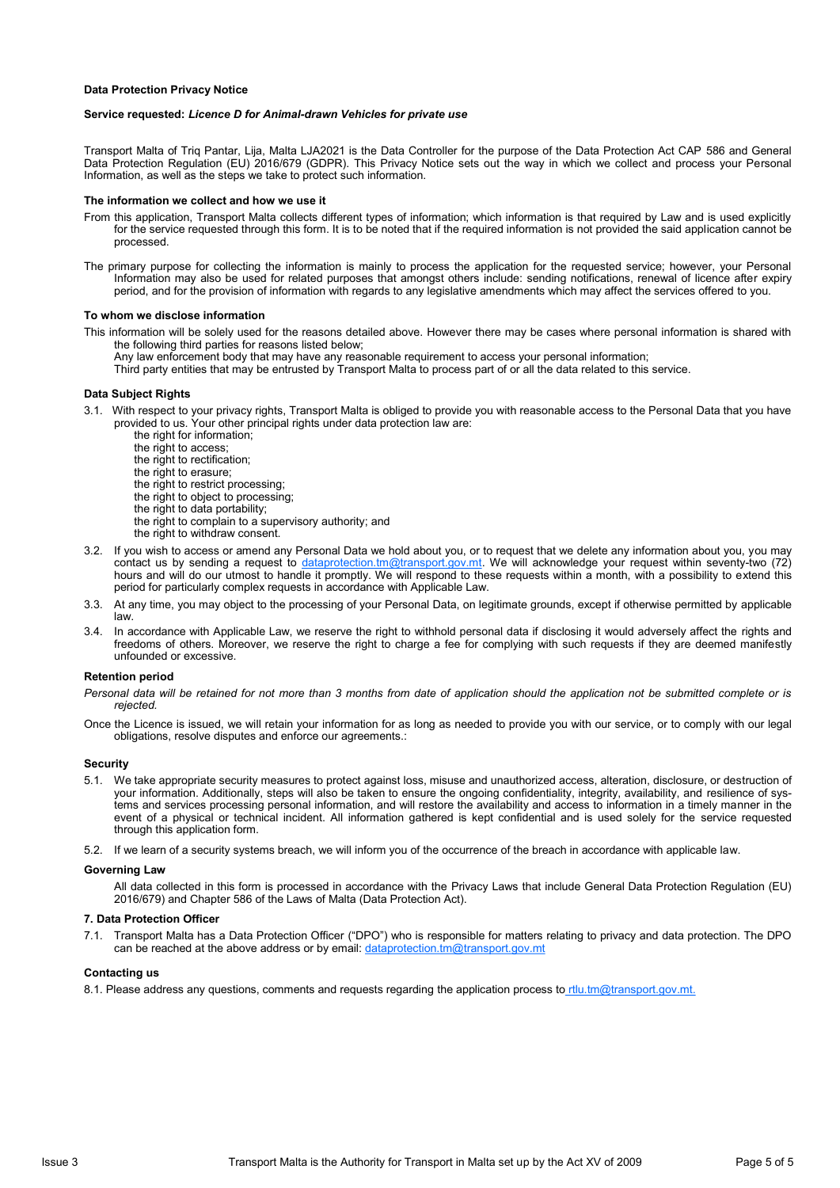**Data Protection Privacy Notice**

**Service requested:** ***Licence D for Animal-drawn Vehicles for private use***

Transport Malta of Triq Pantar, Lija, Malta LJA2021 is the Data Controller for the purpose of the Data Protection Act CAP 586 and General Data Protection Regulation (EU) 2016/679 (GDPR). This Privacy Notice sets out the way in which we collect and process your Personal Information, as well as the steps we take to protect such information.

**The information we collect and how we use it**

From this application, Transport Malta collects different types of information; which information is that required by Law and is used explicitly for the service requested through this form. It is to be noted that if the required information is not provided the said application cannot be processed.

The primary purpose for collecting the information is mainly to process the application for the requested service; however, your Personal Information may also be used for related purposes that amongst others include: sending notifications, renewal of licence after expiry period, and for the provision of information with regards to any legislative amendments which may affect the services offered to you.

**To whom we disclose information**

This information will be solely used for the reasons detailed above. However there may be cases where personal information is shared with the following third parties for reasons listed below;

Any law enforcement body that may have any reasonable requirement to access your personal information;

Third party entities that may be entrusted by Transport Malta to process part of or all the data related to this service.

**Data Subject Rights**

3.1. With respect to your privacy rights, Transport Malta is obliged to provide you with reasonable access to the Personal Data that you have provided to us. Your other principal rights under data protection law are:

- the right for information;
- the right to access;
- the right to rectification;
- the right to erasure;
- the right to restrict processing;
- the right to object to processing;
- the right to data portability;
- the right to complain to a supervisory authority; and
- the right to withdraw consent.

3.2. If you wish to access or amend any Personal Data we hold about you, or to request that we delete any information about you, you may contact us by sending a request to dataprotection.tm@transport.gov.mt. We will acknowledge your request within seventy-two (72) hours and will do our utmost to handle it promptly. We will respond to these requests within a month, with a possibility to extend this period for particularly complex requests in accordance with Applicable Law.

3.3. At any time, you may object to the processing of your Personal Data, on legitimate grounds, except if otherwise permitted by applicable law.

3.4. In accordance with Applicable Law, we reserve the right to withhold personal data if disclosing it would adversely affect the rights and freedoms of others. Moreover, we reserve the right to charge a fee for complying with such requests if they are deemed manifestly unfounded or excessive.

**Retention period**

*Personal data will be retained for not more than 3 months from date of application should the application not be submitted complete or is rejected.*

Once the Licence is issued, we will retain your information for as long as needed to provide you with our service, or to comply with our legal obligations, resolve disputes and enforce our agreements.:

**Security**

5.1. We take appropriate security measures to protect against loss, misuse and unauthorized access, alteration, disclosure, or destruction of your information. Additionally, steps will also be taken to ensure the ongoing confidentiality, integrity, availability, and resilience of systems and services processing personal information, and will restore the availability and access to information in a timely manner in the event of a physical or technical incident. All information gathered is kept confidential and is used solely for the service requested through this application form.

5.2. If we learn of a security systems breach, we will inform you of the occurrence of the breach in accordance with applicable law.

**Governing Law**

All data collected in this form is processed in accordance with the Privacy Laws that include General Data Protection Regulation (EU) 2016/679) and Chapter 586 of the Laws of Malta (Data Protection Act).

**7. Data Protection Officer**

7.1. Transport Malta has a Data Protection Officer ("DPO") who is responsible for matters relating to privacy and data protection. The DPO can be reached at the above address or by email: dataprotection.tm@transport.gov.mt

**Contacting us**

8.1. Please address any questions, comments and requests regarding the application process to rtlu.tm@transport.gov.mt.